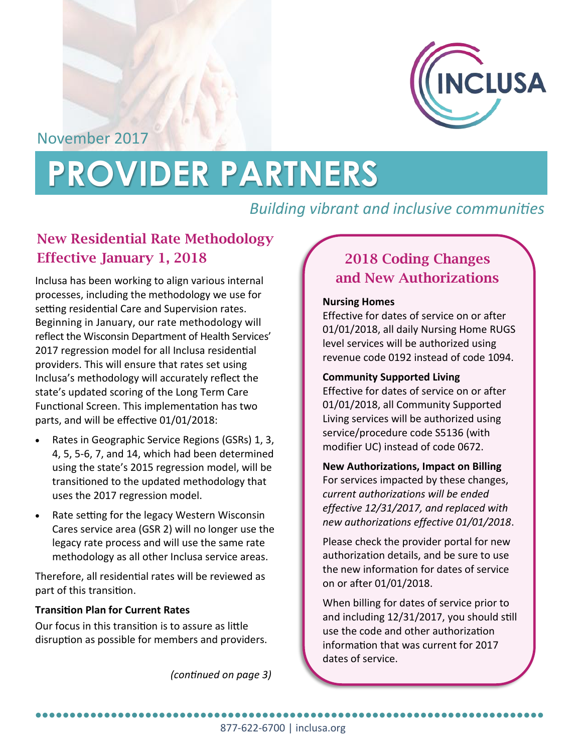November 2017

# PROVIDER PARTNERS

*Building vibrant and inclusive communities*

## New Residential Rate Methodology Effective January 1, 2018

Inclusa has been working to align various internal processes, including the methodology we use for setting residential Care and Supervision rates. Beginning in January, our rate methodology will reflect the Wisconsin Department of Health Services' 2017 regression model for all Inclusa residential providers. This will ensure that rates set using Inclusa's methodology will accurately reflect the state's updated scoring of the Long Term Care Functional Screen. This implementation has two parts, and will be effective 01/01/2018:

- Rates in Geographic Service Regions (GSRs) 1, 3, 4, 5, 5-6, 7, and 14, which had been determined using the state's 2015 regression model, will be transitioned to the updated methodology that uses the 2017 regression model.
- Rate setting for the legacy Western Wisconsin Cares service area (GSR 2) will no longer use the legacy rate process and will use the same rate methodology as all other Inclusa service areas.

Therefore, all residential rates will be reviewed as part of this transition.

**Transition Plan for Current Rates**

Our focus in this transition is to assure as little disruption as possible for members and providers.

*(continued on page 3)*

## 2018 Coding Changes and New Authorizations

**Nursing Homes**

Effective for dates of service on or after 01/01/2018, all daily Nursing Home RUGS level services will be authorized using revenue code 0192 instead of code 1094.

**Community Supported Living**

Effective for dates of service on or after 01/01/2018, all Community Supported Living services will be authorized using service/procedure code S5136 (with modifier UC) instead of code 0672.

**New Authorizations, Impact on Billing**

For services impacted by these changes, *current authorizations will be ended effective 12/31/2017, and replaced with new authorizations effective 01/01/2018*.

Please check the provider portal for new authorization details, and be sure to use the new information for dates of service on or after 01/01/2018.

When billing for dates of service prior to and including 12/31/2017, you should still use the code and other authorization information that was current for 2017 dates of service.

877-622-6700 | inclusa.org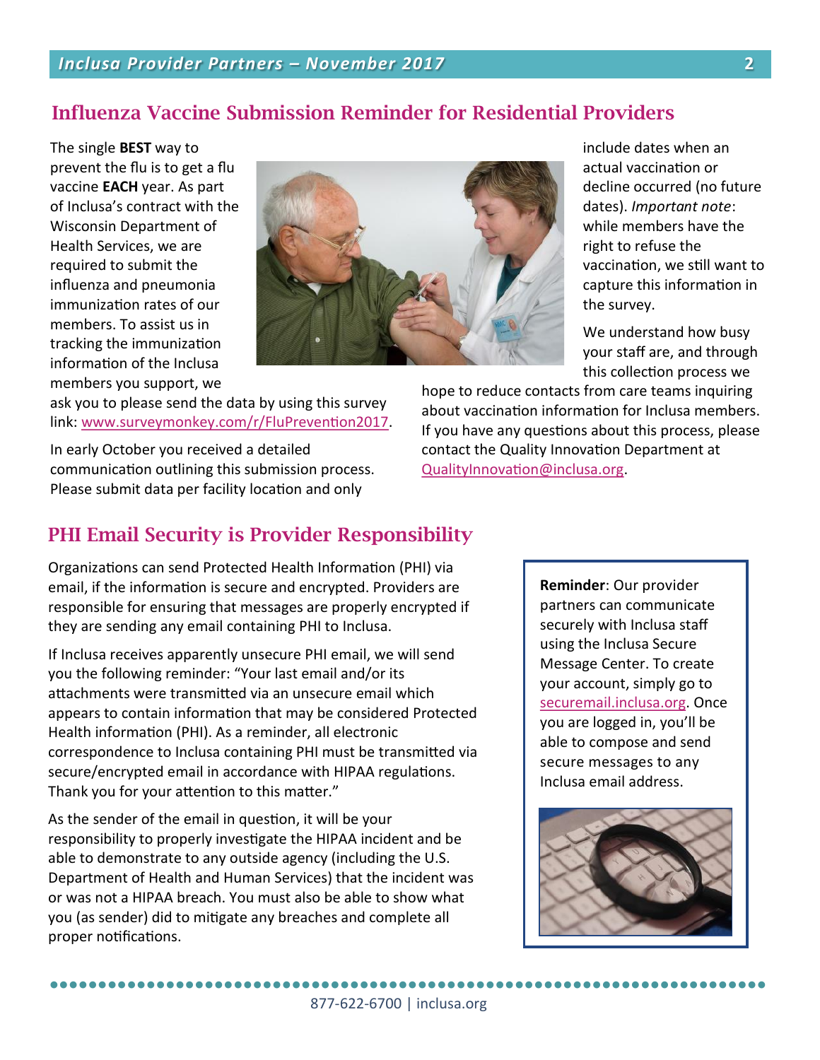## Influenza Vaccine Submission Reminder for Residential Providers

The single **BEST** way to prevent the flu is to get a flu vaccine **EACH** year. As part of Inclusa's contract with the Wisconsin Department of Health Services, we are required to submit the influenza and pneumonia immunization rates of our members. To assist us in tracking the immunization information of the Inclusa members you support, we ask you to please send the data by using this survey link: www.surveymonkey.com/r/FluPrevention2017.

In early October you received a detailed communication outlining this submission process. Please submit data per facility location and only include dates when an actual vaccination or decline occurred (no future dates). *Important note*: while members have the right to refuse the vaccination, we still want to capture this information in the survey.

We understand how busy your staff are, and through this collection process we hope to reduce contacts from care teams inquiring about vaccination information for Inclusa members. If you have any questions about this process, please contact the Quality Innovation Department at QualityInnovation@inclusa.org.

## PHI Email Security is Provider Responsibility

Organizations can send Protected Health Information (PHI) via email, if the information is secure and encrypted. Providers are responsible for ensuring that messages are properly encrypted if they are sending any email containing PHI to Inclusa.

If Inclusa receives apparently unsecure PHI email, we will send you the following reminder: "Your last email and/or its attachments were transmitted via an unsecure email which appears to contain information that may be considered Protected Health information (PHI). As a reminder, all electronic correspondence to Inclusa containing PHI must be transmitted via secure/encrypted email in accordance with HIPAA regulations. Thank you for your attention to this matter."

As the sender of the email in question, it will be your responsibility to properly investigate the HIPAA incident and be able to demonstrate to any outside agency (including the U.S. Department of Health and Human Services) that the incident was or was not a HIPAA breach. You must also be able to show what you (as sender) did to mitigate any breaches and complete all proper notifications.

**Reminder**: Our provider partners can communicate securely with Inclusa staff using the Inclusa Secure Message Center. To create your account, simply go to securemail.inclusa.org. Once you are logged in, you'll be able to compose and send secure messages to any Inclusa email address.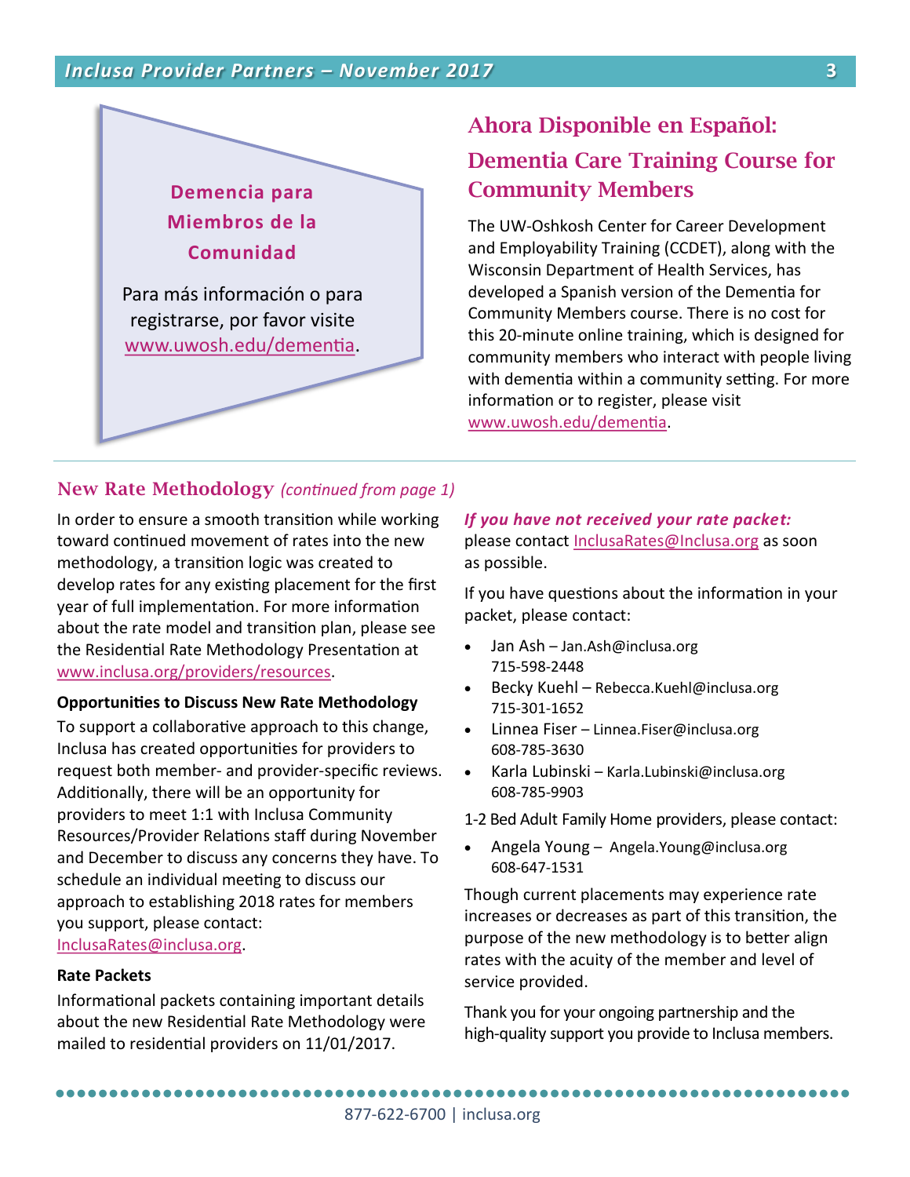**Demencia para Miembros de la Comunidad**

Para más información o para registrarse, por favor visite www.uwosh.edu/dementia.

## Ahora Disponible en Español: Dementia Care Training Course for Community Members

The UW-Oshkosh Center for Career Development and Employability Training (CCDET), along with the Wisconsin Department of Health Services, has developed a Spanish version of the Dementia for Community Members course. There is no cost for this 20-minute online training, which is designed for community members who interact with people living with dementia within a community setting. For more information or to register, please visit www.uwosh.edu/dementia.

## New Rate Methodology *(continued from page 1)*

In order to ensure a smooth transition while working toward continued movement of rates into the new methodology, a transition logic was created to develop rates for any existing placement for the first year of full implementation. For more information about the rate model and transition plan, please see the Residential Rate Methodology Presentation at www.inclusa.org/providers/resources.

**Opportunities to Discuss New Rate Methodology**

To support a collaborative approach to this change, Inclusa has created opportunities for providers to request both member- and provider-specific reviews. Additionally, there will be an opportunity for providers to meet 1:1 with Inclusa Community Resources/Provider Relations staff during November and December to discuss any concerns they have. To schedule an individual meeting to discuss our approach to establishing 2018 rates for members you support, please contact: InclusaRates@inclusa.org.

**Rate Packets**

Informational packets containing important details about the new Residential Rate Methodology were mailed to residential providers on 11/01/2017.

***If you have not received your rate packet:*** please contact InclusaRates@Inclusa.org as soon as possible.

If you have questions about the information in your packet, please contact:

- Jan Ash – Jan.Ash@inclusa.org 715-598-2448
- Becky Kuehl – Rebecca.Kuehl@inclusa.org 715-301-1652
- Linnea Fiser – Linnea.Fiser@inclusa.org 608-785-3630
- Karla Lubinski – Karla.Lubinski@inclusa.org 608-785-9903

1-2 Bed Adult Family Home providers, please contact:

- Angela Young – Angela.Young@inclusa.org 608-647-1531

Though current placements may experience rate increases or decreases as part of this transition, the purpose of the new methodology is to better align rates with the acuity of the member and level of service provided.

Thank you for your ongoing partnership and the high-quality support you provide to Inclusa members.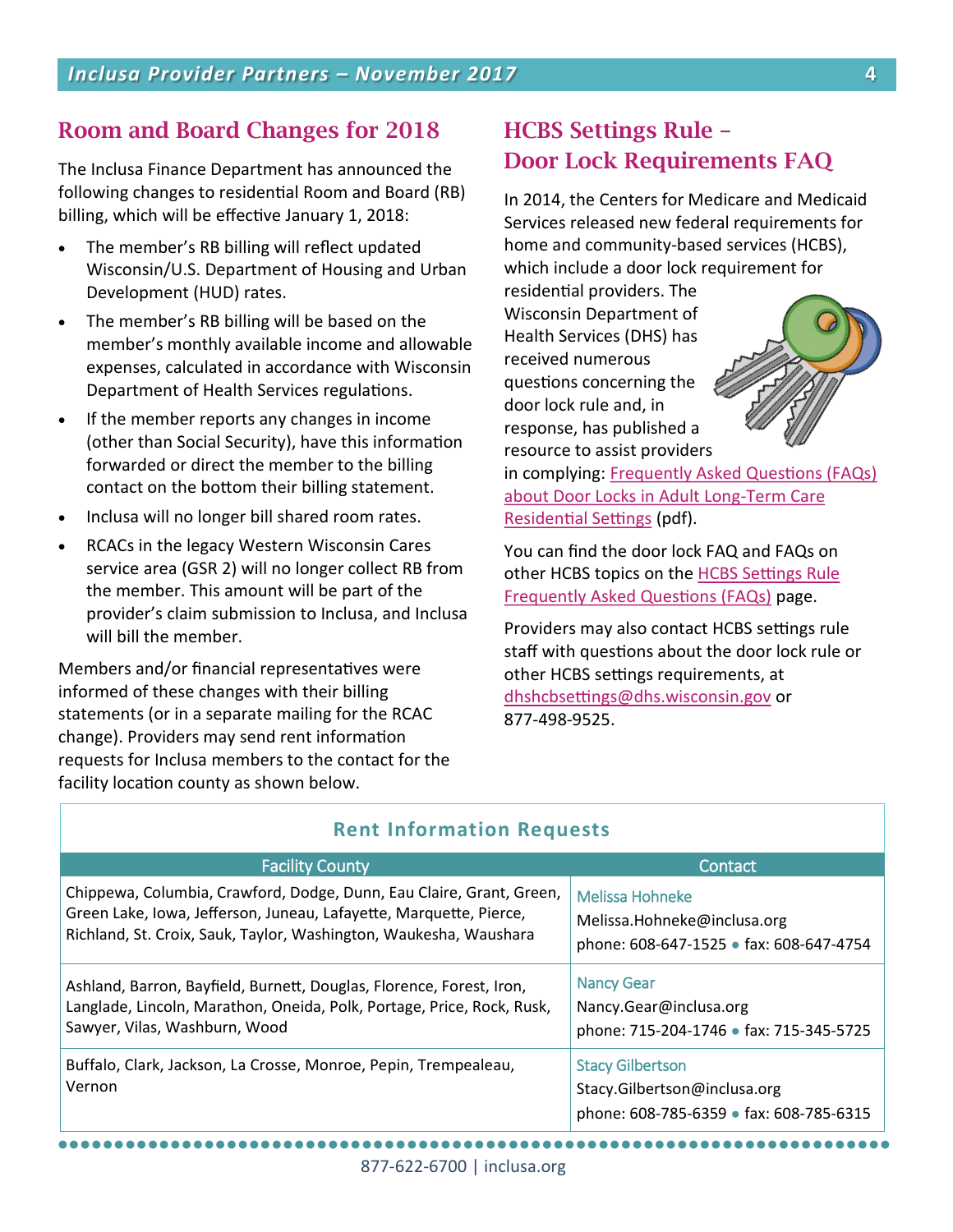## Room and Board Changes for 2018

The Inclusa Finance Department has announced the following changes to residential Room and Board (RB) billing, which will be effective January 1, 2018:

- The member's RB billing will reflect updated Wisconsin/U.S. Department of Housing and Urban Development (HUD) rates.
- The member's RB billing will be based on the member's monthly available income and allowable expenses, calculated in accordance with Wisconsin Department of Health Services regulations.
- If the member reports any changes in income (other than Social Security), have this information forwarded or direct the member to the billing contact on the bottom their billing statement.
- Inclusa will no longer bill shared room rates.
- RCACs in the legacy Western Wisconsin Cares service area (GSR 2) will no longer collect RB from the member. This amount will be part of the provider's claim submission to Inclusa, and Inclusa will bill the member.

Members and/or financial representatives were informed of these changes with their billing statements (or in a separate mailing for the RCAC change). Providers may send rent information requests for Inclusa members to the contact for the facility location county as shown below.

## HCBS Settings Rule – Door Lock Requirements FAQ

In 2014, the Centers for Medicare and Medicaid Services released new federal requirements for home and community-based services (HCBS), which include a door lock requirement for residential providers. The Wisconsin Department of Health Services (DHS) has received numerous questions concerning the door lock rule and, in response, has published a resource to assist providers in complying: Frequently Asked Questions (FAQs) about Door Locks in Adult Long-Term Care Residential Settings (pdf).

You can find the door lock FAQ and FAQs on other HCBS topics on the HCBS Settings Rule Frequently Asked Questions (FAQs) page.

Providers may also contact HCBS settings rule staff with questions about the door lock rule or other HCBS settings requirements, at dhshcbsettings@dhs.wisconsin.gov or 877-498-9525.

### Rent Information Requests

| Facility County | Contact |
|---|---|
| Chippewa, Columbia, Crawford, Dodge, Dunn, Eau Claire, Grant, Green, Green Lake, Iowa, Jefferson, Juneau, Lafayette, Marquette, Pierce, Richland, St. Croix, Sauk, Taylor, Washington, Waukesha, Waushara | Melissa Hohneke<br>Melissa.Hohneke@inclusa.org<br>phone: 608-647-1525 • fax: 608-647-4754 |
| Ashland, Barron, Bayfield, Burnett, Douglas, Florence, Forest, Iron, Langlade, Lincoln, Marathon, Oneida, Polk, Portage, Price, Rock, Rusk, Sawyer, Vilas, Washburn, Wood | Nancy Gear<br>Nancy.Gear@inclusa.org<br>phone: 715-204-1746 • fax: 715-345-5725 |
| Buffalo, Clark, Jackson, La Crosse, Monroe, Pepin, Trempealeau, Vernon | Stacy Gilbertson<br>Stacy.Gilbertson@inclusa.org<br>phone: 608-785-6359 • fax: 608-785-6315 |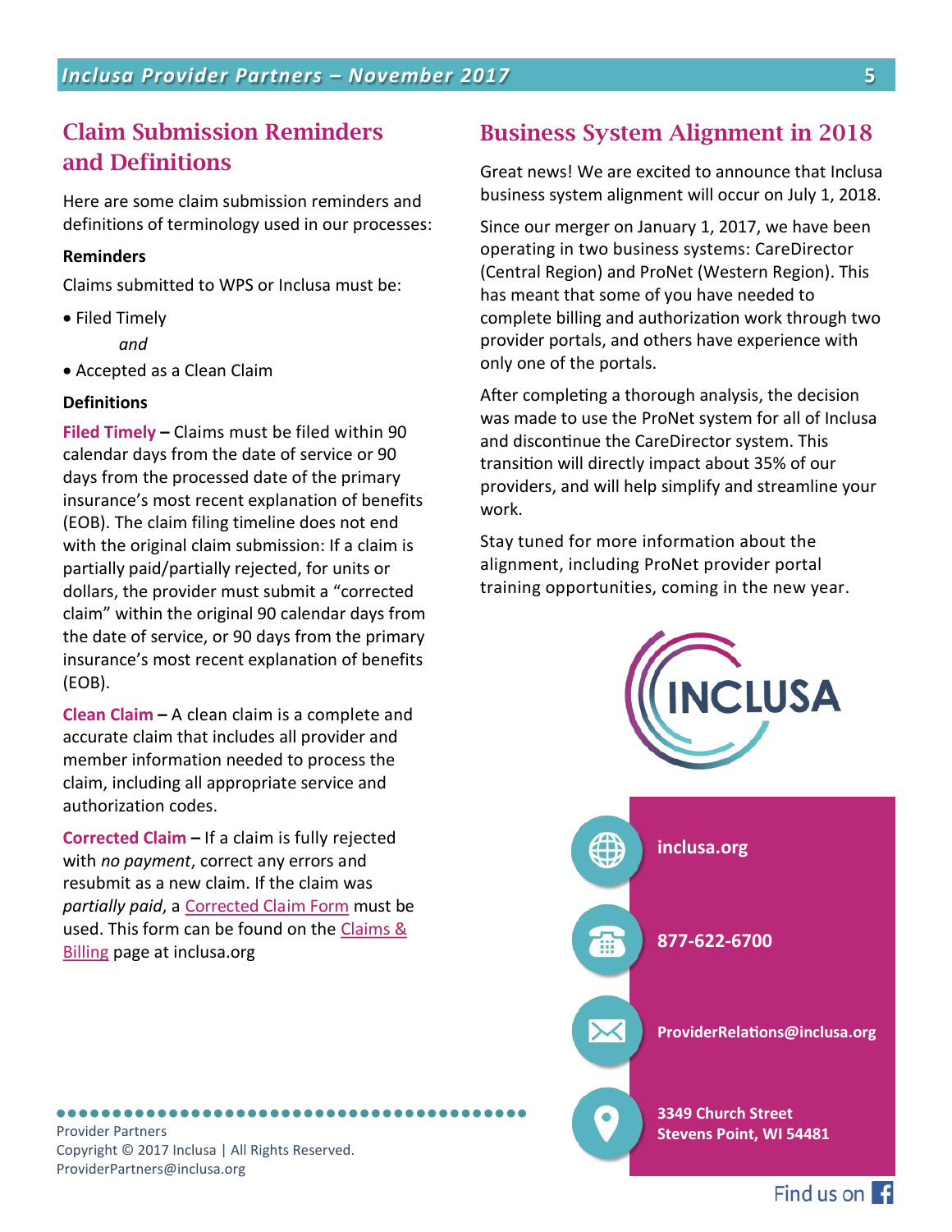## Claim Submission Reminders and Definitions

Here are some claim submission reminders and definitions of terminology used in our processes:

**Reminders**

Claims submitted to WPS or Inclusa must be:

- Filed Timely

  *and*

- Accepted as a Clean Claim

**Definitions**

**Filed Timely –** Claims must be filed within 90 calendar days from the date of service or 90 days from the processed date of the primary insurance's most recent explanation of benefits (EOB). The claim filing timeline does not end with the original claim submission: If a claim is partially paid/partially rejected, for units or dollars, the provider must submit a "corrected claim" within the original 90 calendar days from the date of service, or 90 days from the primary insurance's most recent explanation of benefits (EOB).

**Clean Claim –** A clean claim is a complete and accurate claim that includes all provider and member information needed to process the claim, including all appropriate service and authorization codes.

**Corrected Claim –** If a claim is fully rejected with *no payment*, correct any errors and resubmit as a new claim. If the claim was *partially paid*, a Corrected Claim Form must be used. This form can be found on the Claims & Billing page at inclusa.org

## Business System Alignment in 2018

Great news! We are excited to announce that Inclusa business system alignment will occur on July 1, 2018.

Since our merger on January 1, 2017, we have been operating in two business systems: CareDirector (Central Region) and ProNet (Western Region). This has meant that some of you have needed to complete billing and authorization work through two provider portals, and others have experience with only one of the portals.

After completing a thorough analysis, the decision was made to use the ProNet system for all of Inclusa and discontinue the CareDirector system. This transition will directly impact about 35% of our providers, and will help simplify and streamline your work.

Stay tuned for more information about the alignment, including ProNet provider portal training opportunities, coming in the new year.

INCLUSA

inclusa.org

877-622-6700

ProviderRelations@inclusa.org

3349 Church Street
Stevens Point, WI 54481

Find us on

Provider Partners
Copyright © 2017 Inclusa | All Rights Reserved.
ProviderPartners@inclusa.org